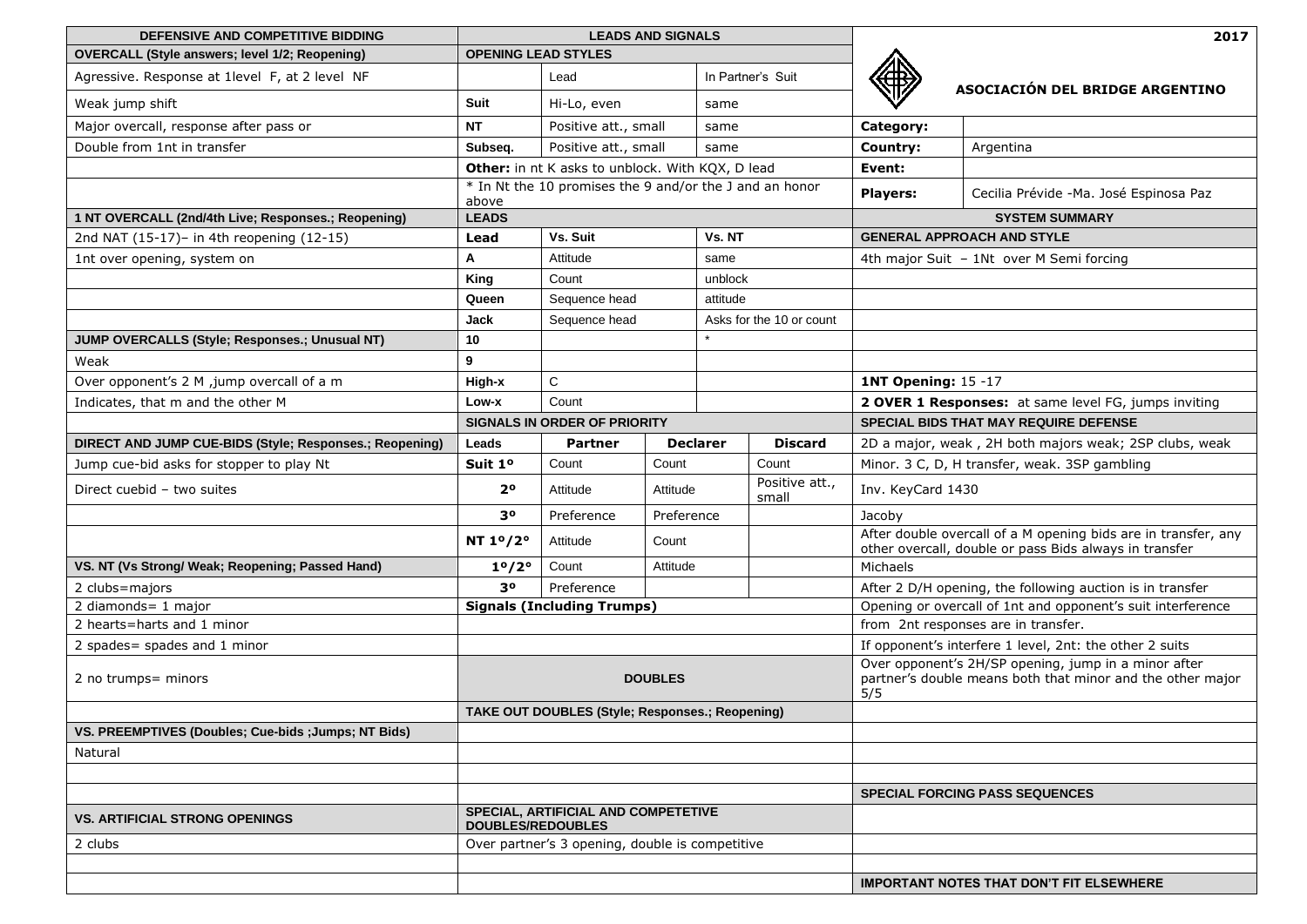**2017**

**ASOCIACIÓN DEL BRIDGE ARGENTINO**

| | |
|---|---|
| **Category:** | |
| **Country:** | Argentina |
| **Event:** | |
| **Players:** | Cecilia Prévide -Ma. José Espinosa Paz |

## DEFENSIVE AND COMPETITIVE BIDDING

**OVERCALL (Style answers; level 1/2; Reopening)**

Agressive. Response at 1level F, at 2 level NF

Weak jump shift

Major overcall, response after pass or

Double from 1nt in transfer

**1 NT OVERCALL (2nd/4th Live; Responses.; Reopening)**

2nd NAT (15-17)– in 4th reopening (12-15)

1nt over opening, system on

**JUMP OVERCALLS (Style; Responses.; Unusual NT)**

Weak

Over opponent's 2 M ,jump overcall of a m

Indicates, that m and the other M

**DIRECT AND JUMP CUE-BIDS (Style; Responses.; Reopening)**

Jump cue-bid asks for stopper to play Nt

Direct cuebid – two suites

**VS. NT (Vs Strong/ Weak; Reopening; Passed Hand)**

2 clubs=majors

2 diamonds= 1 major

2 hearts=harts and 1 minor

2 spades= spades and 1 minor

2 no trumps= minors

**VS. PREEMPTIVES (Doubles; Cue-bids ;Jumps; NT Bids)**

Natural

**VS. ARTIFICIAL STRONG OPENINGS**

2 clubs

## LEADS AND SIGNALS

**OPENING LEAD STYLES**

| | Lead | In Partner's Suit |
|---|---|---|
| **Suit** | Hi-Lo, even | same |
| **NT** | Positive att., small | same |
| **Subseq.** | Positive att., small | same |

**Other:** in nt K asks to unblock. With KQX, D lead

* In Nt the 10 promises the 9 and/or the J and an honor above

**LEADS**

| Lead | Vs. Suit | Vs. NT |
|---|---|---|
| **A** | Attitude | same |
| **King** | Count | unblock |
| **Queen** | Sequence head | attitude |
| **Jack** | Sequence head | Asks for the 10 or count |
| **10** | | * |
| **9** | | |
| **High-x** | C | |
| **Low-x** | Count | |

**SIGNALS IN ORDER OF PRIORITY**

| Leads | | Partner | Declarer | Discard |
|---|---|---|---|---|
| **Suit** | **1º** | Count | Count | Count |
| | **2º** | Attitude | Attitude | Positive att., small |
| | **3º** | Preference | Preference | |
| **NT** | **1º/2°** | Attitude | Count | |
| | **1º/2º** | Count | Attitude | |
| | **3º** | Preference | | |

**Signals (Including Trumps)**

**DOUBLES**

**TAKE OUT DOUBLES (Style; Responses.; Reopening)**

**SPECIAL, ARTIFICIAL AND COMPETETIVE DOUBLES/REDOUBLES**

Over partner's 3 opening, double is competitive

## SYSTEM SUMMARY

**GENERAL APPROACH AND STYLE**

4th major Suit – 1Nt over M Semi forcing

**1NT Opening:** 15 -17

**2 OVER 1 Responses:** at same level FG, jumps inviting

**SPECIAL BIDS THAT MAY REQUIRE DEFENSE**

2D a major, weak , 2H both majors weak; 2SP clubs, weak

Minor. 3 C, D, H transfer, weak. 3SP gambling

Inv. KeyCard 1430

Jacoby

After double overcall of a M opening bids are in transfer, any other overcall, double or pass Bids always in transfer

Michaels

After 2 D/H opening, the following auction is in transfer

Opening or overcall of 1nt and opponent's suit interference from 2nt responses are in transfer.

If opponent's interfere 1 level, 2nt: the other 2 suits

Over opponent's 2H/SP opening, jump in a minor after partner's double means both that minor and the other major 5/5

**SPECIAL FORCING PASS SEQUENCES**

**IMPORTANT NOTES THAT DON'T FIT ELSEWHERE**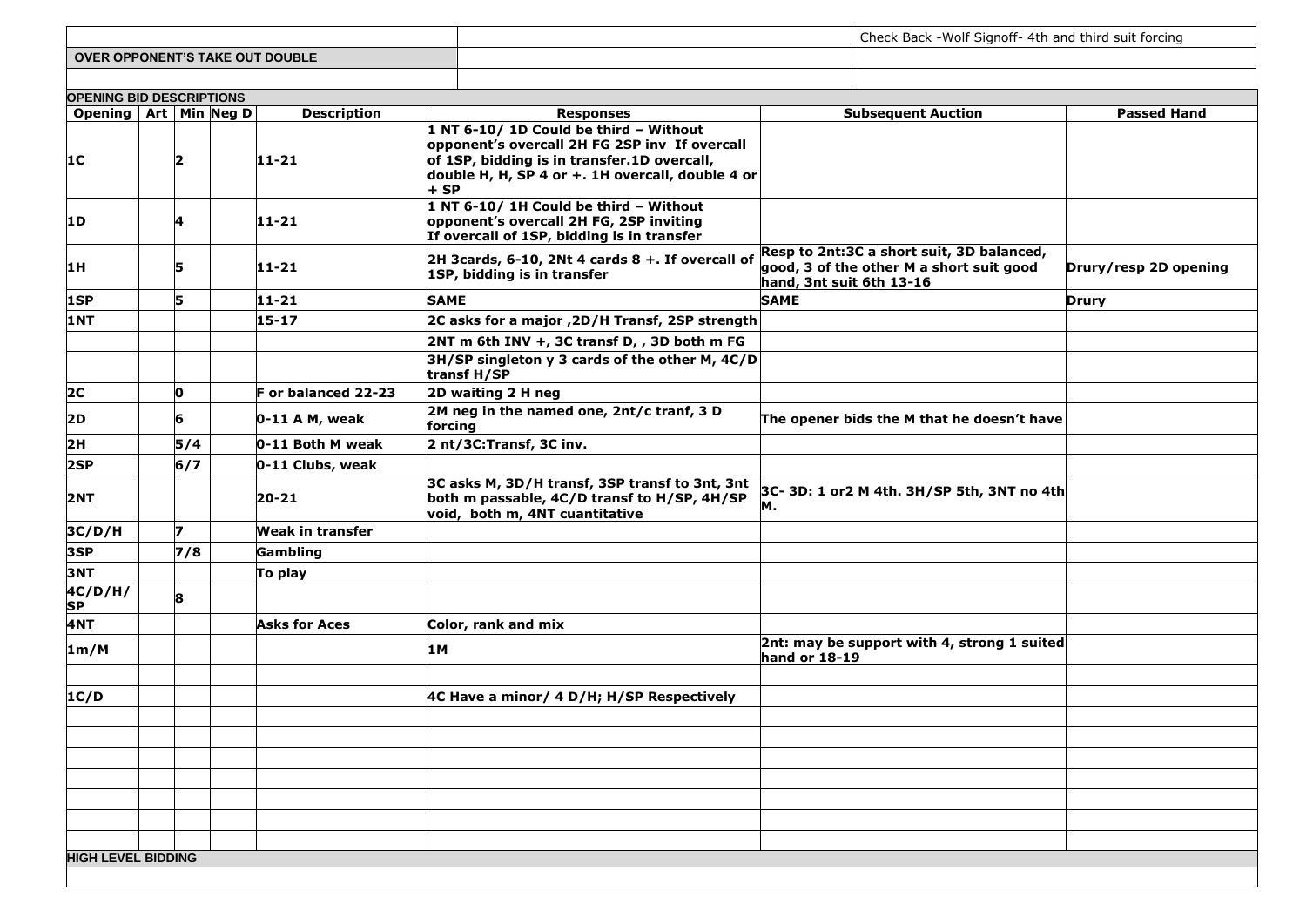| | | |
|---|---|---|
| | | Check Back -Wolf Signoff- 4th and third suit forcing |
| **OVER OPPONENT'S TAKE OUT DOUBLE** | | |
| | | |

**OPENING BID DESCRIPTIONS**

| Opening | Art | Min | Neg D | Description | Responses | Subsequent Auction | Passed Hand |
|---|---|---|---|---|---|---|---|
| 1C | | 2 | | 11-21 | 1 NT 6-10/ 1D Could be third – Without opponent's overcall 2H FG 2SP inv If overcall of 1SP, bidding is in transfer.1D overcall, double H, H, SP 4 or +. 1H overcall, double 4 or + SP | | |
| 1D | | 4 | | 11-21 | 1 NT 6-10/ 1H Could be third – Without opponent's overcall 2H FG, 2SP inviting If overcall of 1SP, bidding is in transfer | | |
| 1H | | 5 | | 11-21 | 2H 3cards, 6-10, 2Nt 4 cards 8 +. If overcall of 1SP, bidding is in transfer | Resp to 2nt:3C a short suit, 3D balanced, good, 3 of the other M a short suit good hand, 3nt suit 6th 13-16 | Drury/resp 2D opening |
| 1SP | | 5 | | 11-21 | SAME | SAME | Drury |
| 1NT | | | | 15-17 | 2C asks for a major ,2D/H Transf, 2SP strength | | |
| | | | | | 2NT m 6th INV +, 3C transf D, , 3D both m FG | | |
| | | | | | 3H/SP singleton y 3 cards of the other M, 4C/D transf H/SP | | |
| 2C | | 0 | | F or balanced 22-23 | 2D waiting 2 H neg | | |
| 2D | | 6 | | 0-11 A M, weak | 2M neg in the named one, 2nt/c tranf, 3 D forcing | The opener bids the M that he doesn't have | |
| 2H | | 5/4 | | 0-11 Both M weak | 2 nt/3C:Transf, 3C inv. | | |
| 2SP | | 6/7 | | 0-11 Clubs, weak | | | |
| 2NT | | | | 20-21 | 3C asks M, 3D/H transf, 3SP transf to 3nt, 3nt both m passable, 4C/D transf to H/SP, 4H/SP void, both m, 4NT cuantitative | 3C- 3D: 1 or2 M 4th. 3H/SP 5th, 3NT no 4th M. | |
| 3C/D/H | | 7 | | Weak in transfer | | | |
| 3SP | | 7/8 | | Gambling | | | |
| 3NT | | | | To play | | | |
| 4C/D/H/SP | | 8 | | | | | |
| 4NT | | | | Asks for Aces | Color, rank and mix | | |
| 1m/M | | | | | 1M | 2nt: may be support with 4, strong 1 suited hand or 18-19 | |
| | | | | | | | |
| 1C/D | | | | | 4C Have a minor/ 4 D/H; H/SP Respectively | | |
| | | | | | | | |
| | | | | | | | |
| | | | | | | | |
| | | | | | | | |
| | | | | | | | |
| | | | | | | | |
| | | | | | | | |

**HIGH LEVEL BIDDING**